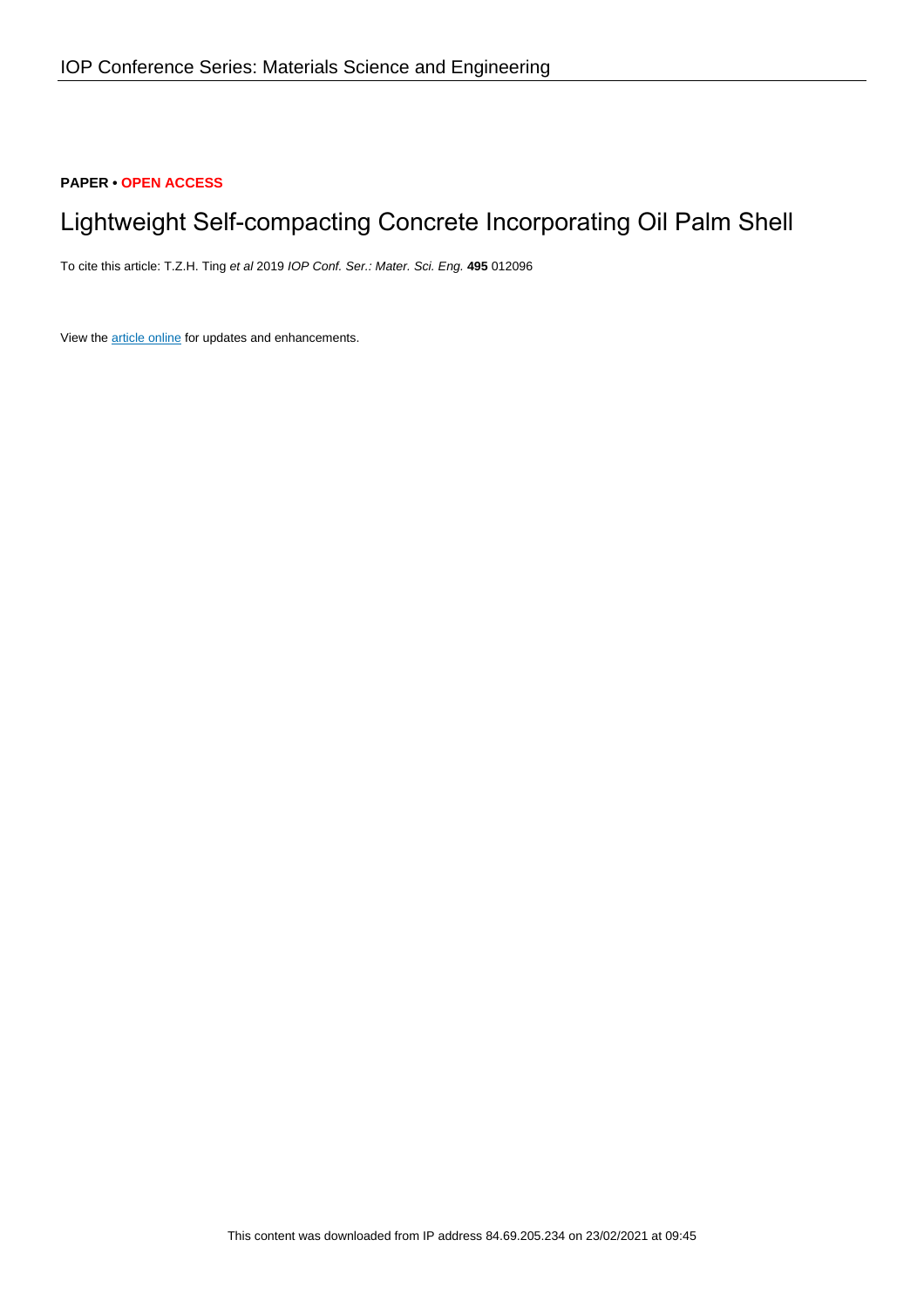IOP Conference Series: Materials Science and Engineering

**PAPER • OPEN ACCESS**

# Lightweight Self-compacting Concrete Incorporating Oil Palm Shell

To cite this article: T.Z.H. Ting *et al* 2019 *IOP Conf. Ser.: Mater. Sci. Eng.* **495** 012096

View the article online for updates and enhancements.

This content was downloaded from IP address 84.69.205.234 on 23/02/2021 at 09:45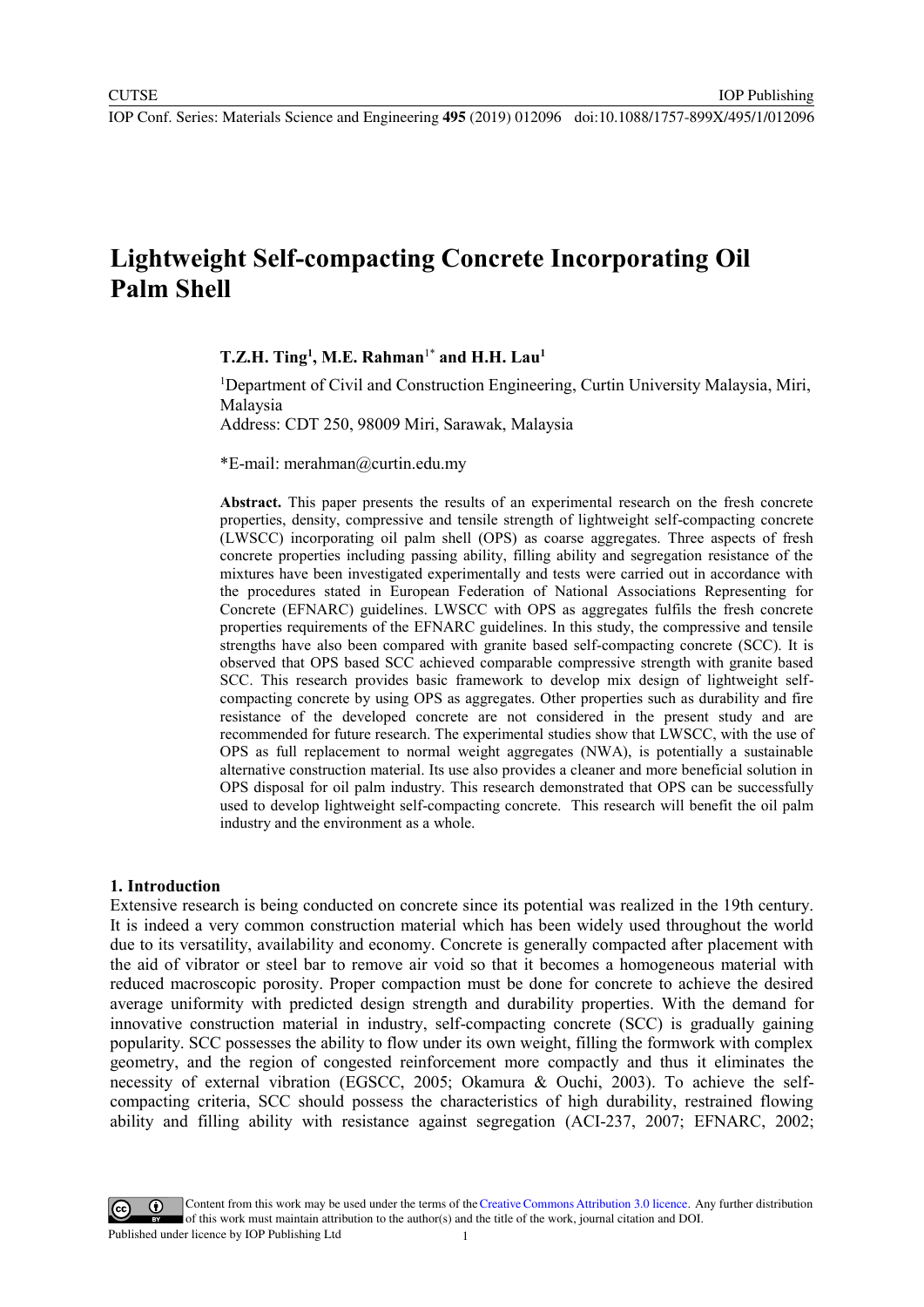# Lightweight Self-compacting Concrete Incorporating Oil Palm Shell

**T.Z.H. Ting[1], M.E. Rahman[1*] and H.H. Lau[1]**

[1]Department of Civil and Construction Engineering, Curtin University Malaysia, Miri, Malaysia
Address: CDT 250, 98009 Miri, Sarawak, Malaysia

*E-mail: merahman@curtin.edu.my

**Abstract.** This paper presents the results of an experimental research on the fresh concrete properties, density, compressive and tensile strength of lightweight self-compacting concrete (LWSCC) incorporating oil palm shell (OPS) as coarse aggregates. Three aspects of fresh concrete properties including passing ability, filling ability and segregation resistance of the mixtures have been investigated experimentally and tests were carried out in accordance with the procedures stated in European Federation of National Associations Representing for Concrete (EFNARC) guidelines. LWSCC with OPS as aggregates fulfils the fresh concrete properties requirements of the EFNARC guidelines. In this study, the compressive and tensile strengths have also been compared with granite based self-compacting concrete (SCC). It is observed that OPS based SCC achieved comparable compressive strength with granite based SCC. This research provides basic framework to develop mix design of lightweight self-compacting concrete by using OPS as aggregates. Other properties such as durability and fire resistance of the developed concrete are not considered in the present study and are recommended for future research. The experimental studies show that LWSCC, with the use of OPS as full replacement to normal weight aggregates (NWA), is potentially a sustainable alternative construction material. Its use also provides a cleaner and more beneficial solution in OPS disposal for oil palm industry. This research demonstrated that OPS can be successfully used to develop lightweight self-compacting concrete. This research will benefit the oil palm industry and the environment as a whole.

## 1. Introduction

Extensive research is being conducted on concrete since its potential was realized in the 19th century. It is indeed a very common construction material which has been widely used throughout the world due to its versatility, availability and economy. Concrete is generally compacted after placement with the aid of vibrator or steel bar to remove air void so that it becomes a homogeneous material with reduced macroscopic porosity. Proper compaction must be done for concrete to achieve the desired average uniformity with predicted design strength and durability properties. With the demand for innovative construction material in industry, self-compacting concrete (SCC) is gradually gaining popularity. SCC possesses the ability to flow under its own weight, filling the formwork with complex geometry, and the region of congested reinforcement more compactly and thus it eliminates the necessity of external vibration (EGSCC, 2005; Okamura & Ouchi, 2003). To achieve the self-compacting criteria, SCC should possess the characteristics of high durability, restrained flowing ability and filling ability with resistance against segregation (ACI-237, 2007; EFNARC, 2002;

Content from this work may be used under the terms of the Creative Commons Attribution 3.0 licence. Any further distribution of this work must maintain attribution to the author(s) and the title of the work, journal citation and DOI.
Published under licence by IOP Publishing Ltd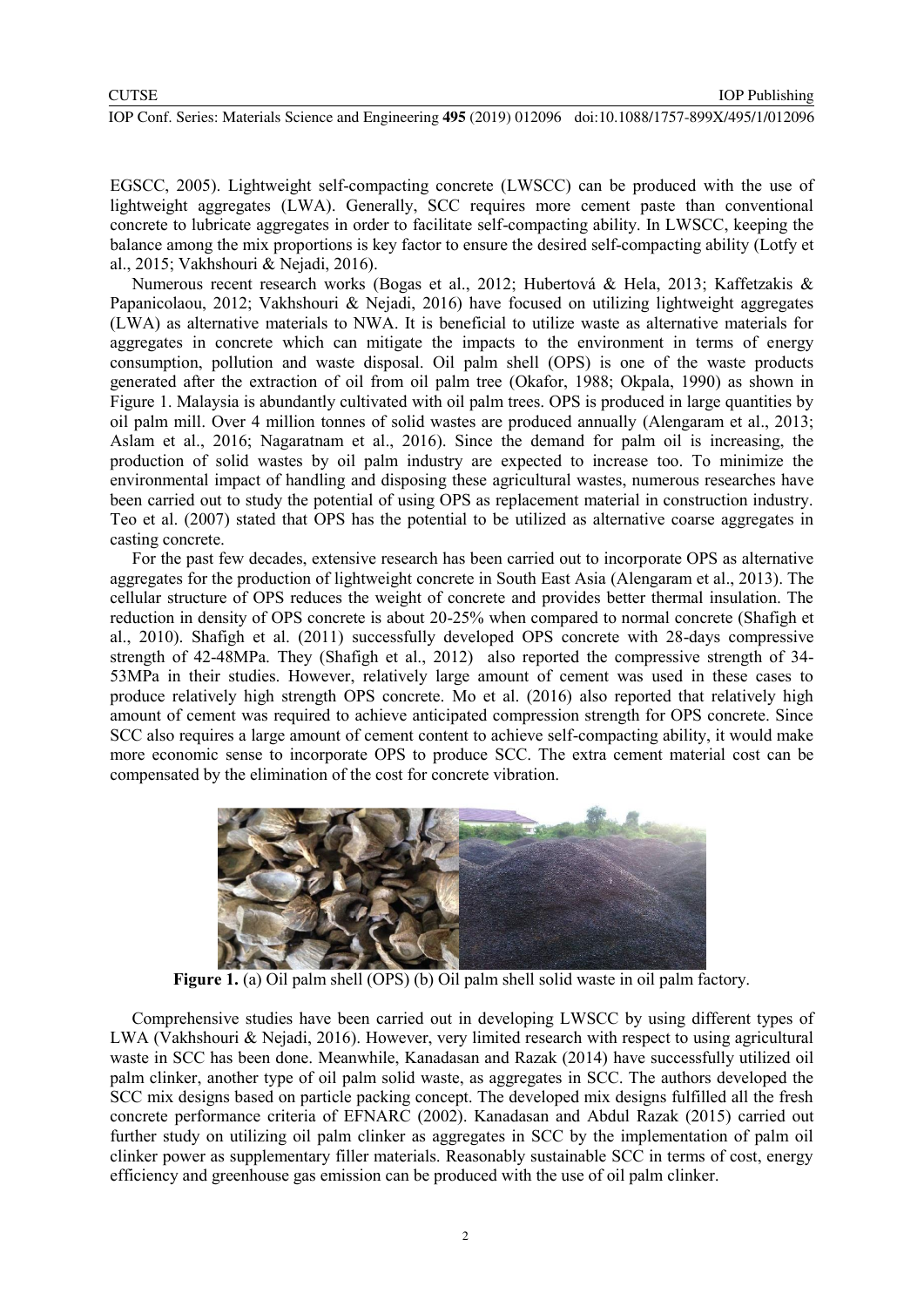EGSCC, 2005). Lightweight self-compacting concrete (LWSCC) can be produced with the use of lightweight aggregates (LWA). Generally, SCC requires more cement paste than conventional concrete to lubricate aggregates in order to facilitate self-compacting ability. In LWSCC, keeping the balance among the mix proportions is key factor to ensure the desired self-compacting ability (Lotfy et al., 2015; Vakhshouri & Nejadi, 2016).

Numerous recent research works (Bogas et al., 2012; Hubertová & Hela, 2013; Kaffetzakis & Papanicolaou, 2012; Vakhshouri & Nejadi, 2016) have focused on utilizing lightweight aggregates (LWA) as alternative materials to NWA. It is beneficial to utilize waste as alternative materials for aggregates in concrete which can mitigate the impacts to the environment in terms of energy consumption, pollution and waste disposal. Oil palm shell (OPS) is one of the waste products generated after the extraction of oil from oil palm tree (Okafor, 1988; Okpala, 1990) as shown in Figure 1. Malaysia is abundantly cultivated with oil palm trees. OPS is produced in large quantities by oil palm mill. Over 4 million tonnes of solid wastes are produced annually (Alengaram et al., 2013; Aslam et al., 2016; Nagaratnam et al., 2016). Since the demand for palm oil is increasing, the production of solid wastes by oil palm industry are expected to increase too. To minimize the environmental impact of handling and disposing these agricultural wastes, numerous researches have been carried out to study the potential of using OPS as replacement material in construction industry. Teo et al. (2007) stated that OPS has the potential to be utilized as alternative coarse aggregates in casting concrete.

For the past few decades, extensive research has been carried out to incorporate OPS as alternative aggregates for the production of lightweight concrete in South East Asia (Alengaram et al., 2013). The cellular structure of OPS reduces the weight of concrete and provides better thermal insulation. The reduction in density of OPS concrete is about 20-25% when compared to normal concrete (Shafigh et al., 2010). Shafigh et al. (2011) successfully developed OPS concrete with 28-days compressive strength of 42-48MPa. They (Shafigh et al., 2012) also reported the compressive strength of 34-53MPa in their studies. However, relatively large amount of cement was used in these cases to produce relatively high strength OPS concrete. Mo et al. (2016) also reported that relatively high amount of cement was required to achieve anticipated compression strength for OPS concrete. Since SCC also requires a large amount of cement content to achieve self-compacting ability, it would make more economic sense to incorporate OPS to produce SCC. The extra cement material cost can be compensated by the elimination of the cost for concrete vibration.

**Figure 1.** (a) Oil palm shell (OPS) (b) Oil palm shell solid waste in oil palm factory.

Comprehensive studies have been carried out in developing LWSCC by using different types of LWA (Vakhshouri & Nejadi, 2016). However, very limited research with respect to using agricultural waste in SCC has been done. Meanwhile, Kanadasan and Razak (2014) have successfully utilized oil palm clinker, another type of oil palm solid waste, as aggregates in SCC. The authors developed the SCC mix designs based on particle packing concept. The developed mix designs fulfilled all the fresh concrete performance criteria of EFNARC (2002). Kanadasan and Abdul Razak (2015) carried out further study on utilizing oil palm clinker as aggregates in SCC by the implementation of palm oil clinker power as supplementary filler materials. Reasonably sustainable SCC in terms of cost, energy efficiency and greenhouse gas emission can be produced with the use of oil palm clinker.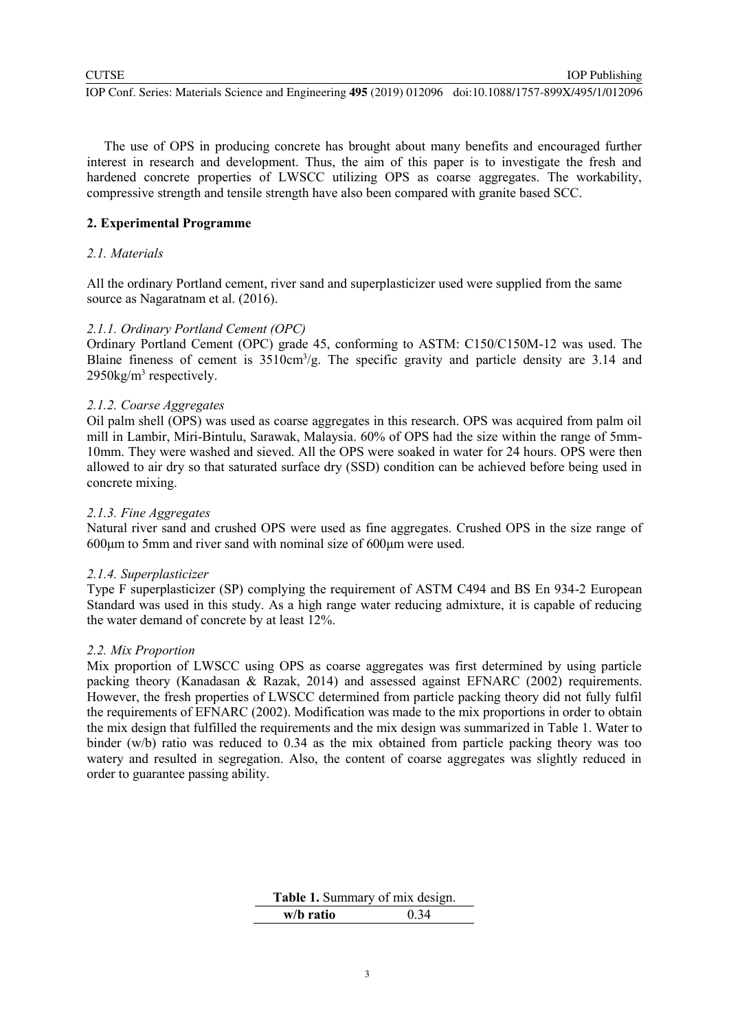The use of OPS in producing concrete has brought about many benefits and encouraged further interest in research and development. Thus, the aim of this paper is to investigate the fresh and hardened concrete properties of LWSCC utilizing OPS as coarse aggregates. The workability, compressive strength and tensile strength have also been compared with granite based SCC.

## 2. Experimental Programme

### *2.1. Materials*

All the ordinary Portland cement, river sand and superplasticizer used were supplied from the same source as Nagaratnam et al. (2016).

#### *2.1.1. Ordinary Portland Cement (OPC)*

Ordinary Portland Cement (OPC) grade 45, conforming to ASTM: C150/C150M-12 was used. The Blaine fineness of cement is $3510cm^3/g$. The specific gravity and particle density are 3.14 and $2950kg/m^3$ respectively.

#### *2.1.2. Coarse Aggregates*

Oil palm shell (OPS) was used as coarse aggregates in this research. OPS was acquired from palm oil mill in Lambir, Miri-Bintulu, Sarawak, Malaysia. 60% of OPS had the size within the range of 5mm-10mm. They were washed and sieved. All the OPS were soaked in water for 24 hours. OPS were then allowed to air dry so that saturated surface dry (SSD) condition can be achieved before being used in concrete mixing.

#### *2.1.3. Fine Aggregates*

Natural river sand and crushed OPS were used as fine aggregates. Crushed OPS in the size range of 600μm to 5mm and river sand with nominal size of 600μm were used.

#### *2.1.4. Superplasticizer*

Type F superplasticizer (SP) complying the requirement of ASTM C494 and BS En 934-2 European Standard was used in this study. As a high range water reducing admixture, it is capable of reducing the water demand of concrete by at least 12%.

### *2.2. Mix Proportion*

Mix proportion of LWSCC using OPS as coarse aggregates was first determined by using particle packing theory (Kanadasan & Razak, 2014) and assessed against EFNARC (2002) requirements. However, the fresh properties of LWSCC determined from particle packing theory did not fully fulfil the requirements of EFNARC (2002). Modification was made to the mix proportions in order to obtain the mix design that fulfilled the requirements and the mix design was summarized in Table 1. Water to binder (w/b) ratio was reduced to 0.34 as the mix obtained from particle packing theory was too watery and resulted in segregation. Also, the content of coarse aggregates was slightly reduced in order to guarantee passing ability.

**Table 1.** Summary of mix design.

| **w/b ratio** | 0.34 |
|---|---|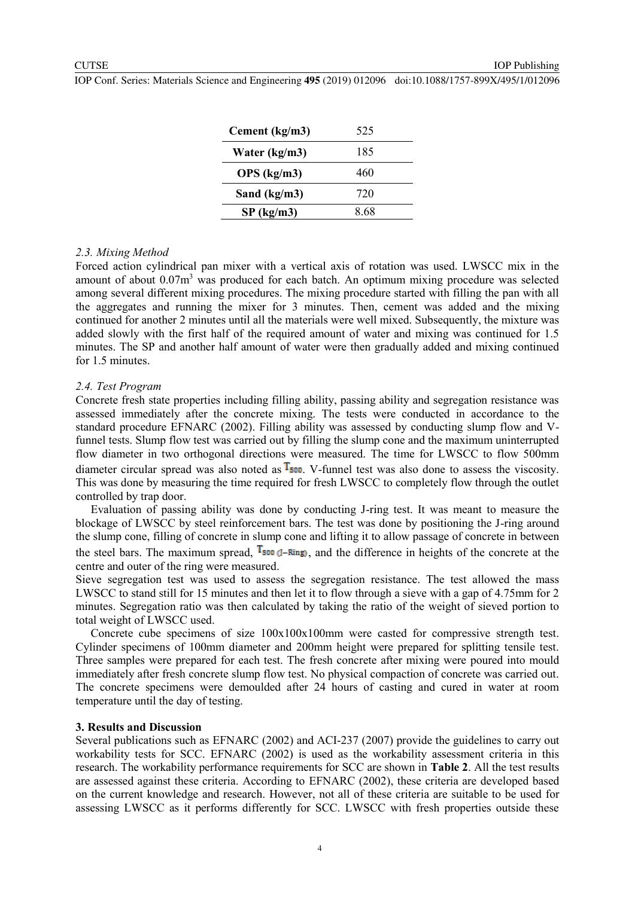| Cement (kg/m3) | 525 |
|---|---|
| Water (kg/m3) | 185 |
| OPS (kg/m3) | 460 |
| Sand (kg/m3) | 720 |
| SP (kg/m3) | 8.68 |

### *2.3. Mixing Method*

Forced action cylindrical pan mixer with a vertical axis of rotation was used. LWSCC mix in the amount of about $0.07m^3$ was produced for each batch. An optimum mixing procedure was selected among several different mixing procedures. The mixing procedure started with filling the pan with all the aggregates and running the mixer for 3 minutes. Then, cement was added and the mixing continued for another 2 minutes until all the materials were well mixed. Subsequently, the mixture was added slowly with the first half of the required amount of water and mixing was continued for 1.5 minutes. The SP and another half amount of water were then gradually added and mixing continued for 1.5 minutes.

### *2.4. Test Program*

Concrete fresh state properties including filling ability, passing ability and segregation resistance was assessed immediately after the concrete mixing. The tests were conducted in accordance to the standard procedure EFNARC (2002). Filling ability was assessed by conducting slump flow and V-funnel tests. Slump flow test was carried out by filling the slump cone and the maximum uninterrupted flow diameter in two orthogonal directions were measured. The time for LWSCC to flow 500mm diameter circular spread was also noted as $T_{500}$. V-funnel test was also done to assess the viscosity. This was done by measuring the time required for fresh LWSCC to completely flow through the outlet controlled by trap door.

Evaluation of passing ability was done by conducting J-ring test. It was meant to measure the blockage of LWSCC by steel reinforcement bars. The test was done by positioning the J-ring around the slump cone, filling of concrete in slump cone and lifting it to allow passage of concrete in between the steel bars. The maximum spread, $T_{500\,(J-Ring)}$, and the difference in heights of the concrete at the centre and outer of the ring were measured.

Sieve segregation test was used to assess the segregation resistance. The test allowed the mass LWSCC to stand still for 15 minutes and then let it to flow through a sieve with a gap of 4.75mm for 2 minutes. Segregation ratio was then calculated by taking the ratio of the weight of sieved portion to total weight of LWSCC used.

Concrete cube specimens of size 100x100x100mm were casted for compressive strength test. Cylinder specimens of 100mm diameter and 200mm height were prepared for splitting tensile test. Three samples were prepared for each test. The fresh concrete after mixing were poured into mould immediately after fresh concrete slump flow test. No physical compaction of concrete was carried out. The concrete specimens were demoulded after 24 hours of casting and cured in water at room temperature until the day of testing.

## 3. Results and Discussion

Several publications such as EFNARC (2002) and ACI-237 (2007) provide the guidelines to carry out workability tests for SCC. EFNARC (2002) is used as the workability assessment criteria in this research. The workability performance requirements for SCC are shown in **Table 2**. All the test results are assessed against these criteria. According to EFNARC (2002), these criteria are developed based on the current knowledge and research. However, not all of these criteria are suitable to be used for assessing LWSCC as it performs differently for SCC. LWSCC with fresh properties outside these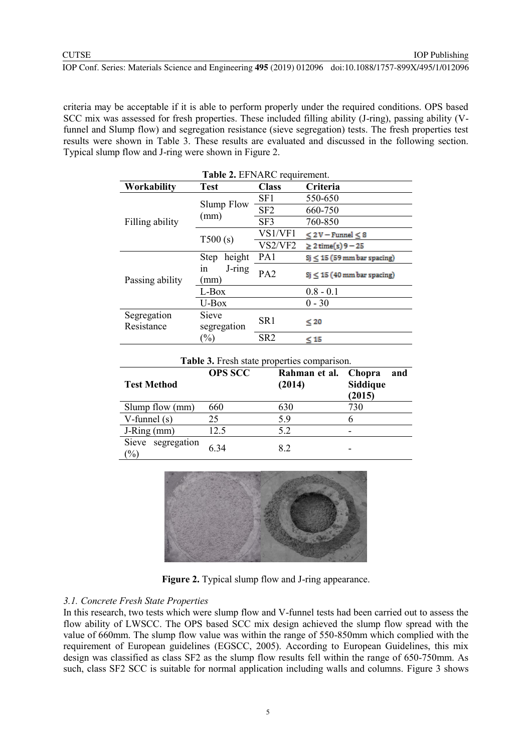criteria may be acceptable if it is able to perform properly under the required conditions. OPS based SCC mix was assessed for fresh properties. These included filling ability (J-ring), passing ability (V-funnel and Slump flow) and segregation resistance (sieve segregation) tests. The fresh properties test results were shown in Table 3. These results are evaluated and discussed in the following section. Typical slump flow and J-ring were shown in Figure 2.

**Table 2.** EFNARC requirement.

| Workability | Test | Class | Criteria |
|---|---|---|---|
| Filling ability | Slump Flow (mm) | SF1 | 550-650 |
| | | SF2 | 660-750 |
| | | SF3 | 760-850 |
| | T500 (s) | VS1/VF1 | $\leq 2$ V – Funnel $\leq 8$ |
| | | VS2/VF2 | $\geq 2$ time(s) 9 – 25 |
| Passing ability | Step height in J-ring (mm) | PA1 | Sj $\leq 15$ (59 mm bar spacing) |
| | | PA2 | Sj $\leq 15$ (40 mm bar spacing) |
| | L-Box | | 0.8 - 0.1 |
| | U-Box | | 0 - 30 |
| Segregation Resistance | Sieve segregation (%) | SR1 | $\leq 20$ |
| | | SR2 | $\leq 15$ |

**Table 3.** Fresh state properties comparison.

| Test Method | OPS SCC | Rahman et al. (2014) | Chopra and Siddique (2015) |
|---|---|---|---|
| Slump flow (mm) | 660 | 630 | 730 |
| V-funnel (s) | 25 | 5.9 | 6 |
| J-Ring (mm) | 12.5 | 5.2 | - |
| Sieve segregation (%) | 6.34 | 8.2 | - |

**Figure 2.** Typical slump flow and J-ring appearance.

### 3.1. Concrete Fresh State Properties

In this research, two tests which were slump flow and V-funnel tests had been carried out to assess the flow ability of LWSCC. The OPS based SCC mix design achieved the slump flow spread with the value of 660mm. The slump flow value was within the range of 550-850mm which complied with the requirement of European guidelines (EGSCC, 2005). According to European Guidelines, this mix design was classified as class SF2 as the slump flow results fell within the range of 650-750mm. As such, class SF2 SCC is suitable for normal application including walls and columns. Figure 3 shows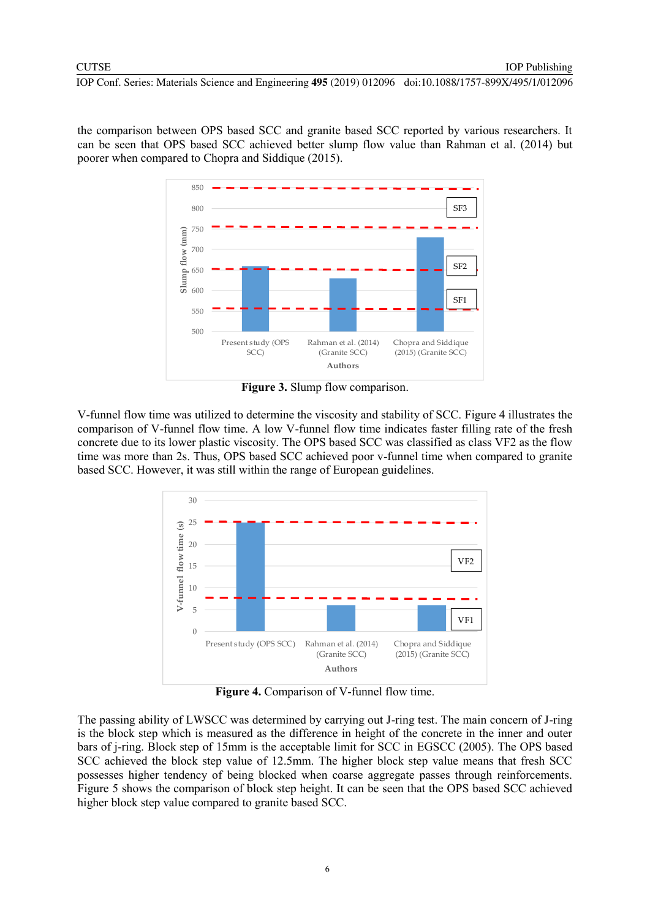the comparison between OPS based SCC and granite based SCC reported by various researchers. It can be seen that OPS based SCC achieved better slump flow value than Rahman et al. (2014) but poorer when compared to Chopra and Siddique (2015).

**Figure 3.** Slump flow comparison.

V-funnel flow time was utilized to determine the viscosity and stability of SCC. Figure 4 illustrates the comparison of V-funnel flow time. A low V-funnel flow time indicates faster filling rate of the fresh concrete due to its lower plastic viscosity. The OPS based SCC was classified as class VF2 as the flow time was more than 2s. Thus, OPS based SCC achieved poor v-funnel time when compared to granite based SCC. However, it was still within the range of European guidelines.

**Figure 4.** Comparison of V-funnel flow time.

The passing ability of LWSCC was determined by carrying out J-ring test. The main concern of J-ring is the block step which is measured as the difference in height of the concrete in the inner and outer bars of j-ring. Block step of 15mm is the acceptable limit for SCC in EGSCC (2005). The OPS based SCC achieved the block step value of 12.5mm. The higher block step value means that fresh SCC possesses higher tendency of being blocked when coarse aggregate passes through reinforcements. Figure 5 shows the comparison of block step height. It can be seen that the OPS based SCC achieved higher block step value compared to granite based SCC.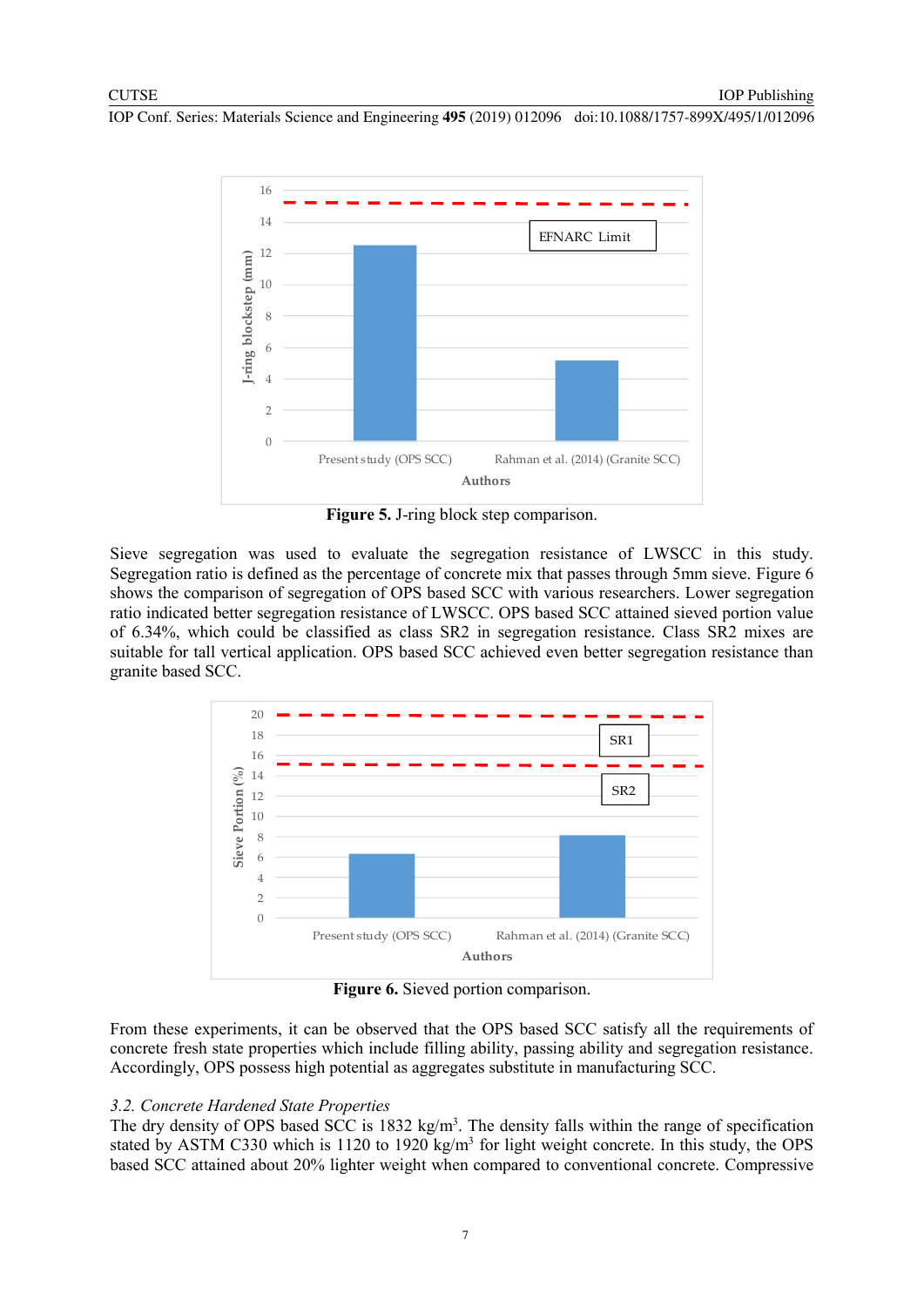**Figure 5.** J-ring block step comparison.

Sieve segregation was used to evaluate the segregation resistance of LWSCC in this study. Segregation ratio is defined as the percentage of concrete mix that passes through 5mm sieve. Figure 6 shows the comparison of segregation of OPS based SCC with various researchers. Lower segregation ratio indicated better segregation resistance of LWSCC. OPS based SCC attained sieved portion value of 6.34%, which could be classified as class SR2 in segregation resistance. Class SR2 mixes are suitable for tall vertical application. OPS based SCC achieved even better segregation resistance than granite based SCC.

**Figure 6.** Sieved portion comparison.

From these experiments, it can be observed that the OPS based SCC satisfy all the requirements of concrete fresh state properties which include filling ability, passing ability and segregation resistance. Accordingly, OPS possess high potential as aggregates substitute in manufacturing SCC.

### *3.2. Concrete Hardened State Properties*

The dry density of OPS based SCC is 1832 kg/m$^3$. The density falls within the range of specification stated by ASTM C330 which is 1120 to 1920 kg/m$^3$ for light weight concrete. In this study, the OPS based SCC attained about 20% lighter weight when compared to conventional concrete. Compressive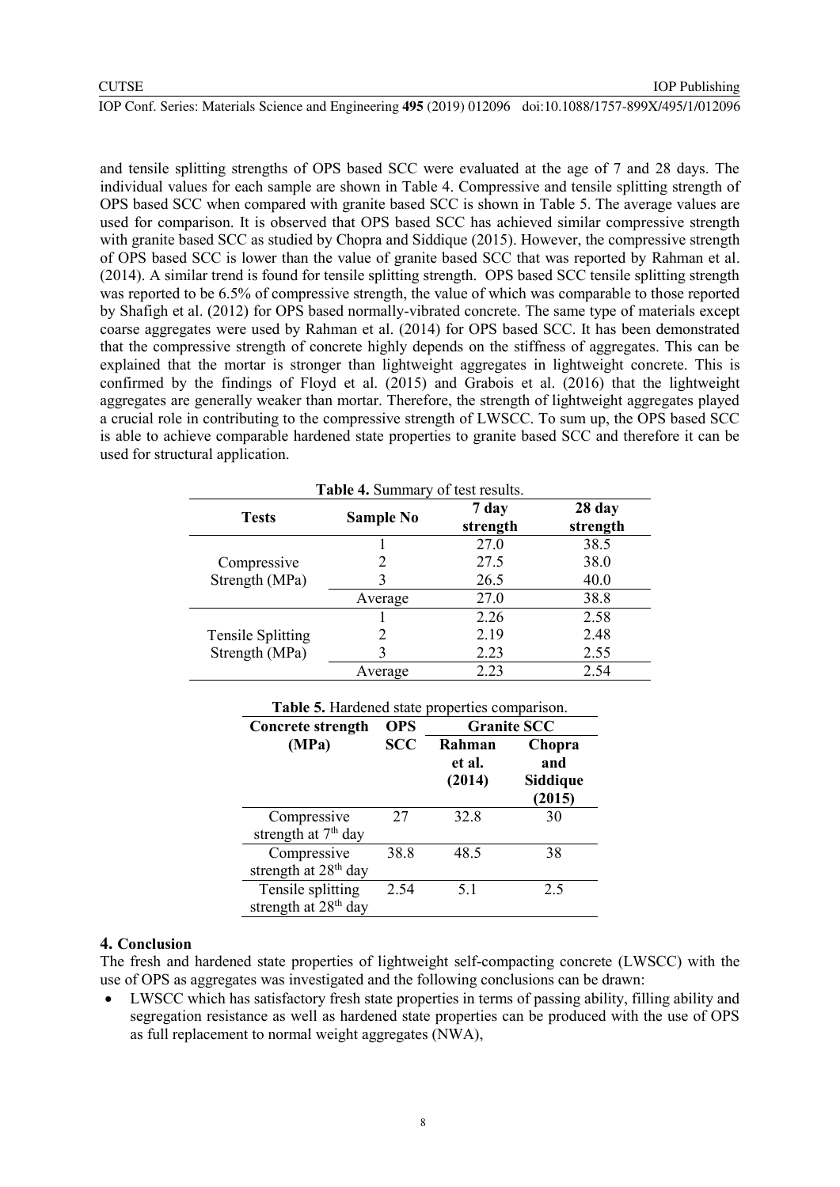and tensile splitting strengths of OPS based SCC were evaluated at the age of 7 and 28 days. The individual values for each sample are shown in Table 4. Compressive and tensile splitting strength of OPS based SCC when compared with granite based SCC is shown in Table 5. The average values are used for comparison. It is observed that OPS based SCC has achieved similar compressive strength with granite based SCC as studied by Chopra and Siddique (2015). However, the compressive strength of OPS based SCC is lower than the value of granite based SCC that was reported by Rahman et al. (2014). A similar trend is found for tensile splitting strength. OPS based SCC tensile splitting strength was reported to be 6.5% of compressive strength, the value of which was comparable to those reported by Shafigh et al. (2012) for OPS based normally-vibrated concrete. The same type of materials except coarse aggregates were used by Rahman et al. (2014) for OPS based SCC. It has been demonstrated that the compressive strength of concrete highly depends on the stiffness of aggregates. This can be explained that the mortar is stronger than lightweight aggregates in lightweight concrete. This is confirmed by the findings of Floyd et al. (2015) and Grabois et al. (2016) that the lightweight aggregates are generally weaker than mortar. Therefore, the strength of lightweight aggregates played a crucial role in contributing to the compressive strength of LWSCC. To sum up, the OPS based SCC is able to achieve comparable hardened state properties to granite based SCC and therefore it can be used for structural application.

**Table 4.** Summary of test results.

| Tests | Sample No | 7 day strength | 28 day strength |
|---|---|---|---|
| Compressive Strength (MPa) | 1 | 27.0 | 38.5 |
| | 2 | 27.5 | 38.0 |
| | 3 | 26.5 | 40.0 |
| | Average | 27.0 | 38.8 |
| Tensile Splitting Strength (MPa) | 1 | 2.26 | 2.58 |
| | 2 | 2.19 | 2.48 |
| | 3 | 2.23 | 2.55 |
| | Average | 2.23 | 2.54 |

**Table 5.** Hardened state properties comparison.

| Concrete strength (MPa) | OPS SCC | Granite SCC | |
|---|---|---|---|
| | | Rahman et al. (2014) | Chopra and Siddique (2015) |
| Compressive strength at 7th day | 27 | 32.8 | 30 |
| Compressive strength at 28th day | 38.8 | 48.5 | 38 |
| Tensile splitting strength at 28th day | 2.54 | 5.1 | 2.5 |

## 4. Conclusion

The fresh and hardened state properties of lightweight self-compacting concrete (LWSCC) with the use of OPS as aggregates was investigated and the following conclusions can be drawn:

- LWSCC which has satisfactory fresh state properties in terms of passing ability, filling ability and segregation resistance as well as hardened state properties can be produced with the use of OPS as full replacement to normal weight aggregates (NWA),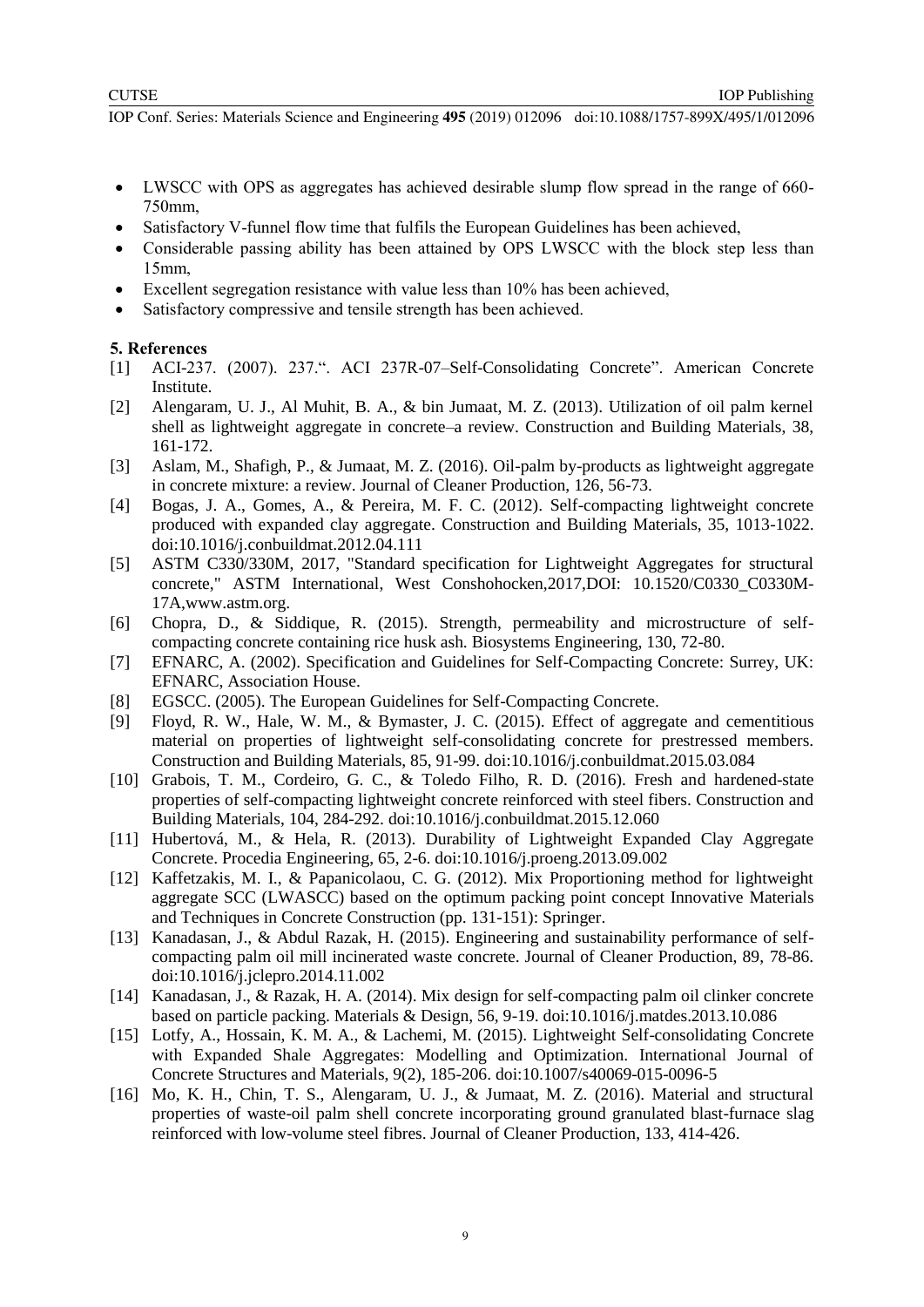- LWSCC with OPS as aggregates has achieved desirable slump flow spread in the range of 660-750mm,
- Satisfactory V-funnel flow time that fulfils the European Guidelines has been achieved,
- Considerable passing ability has been attained by OPS LWSCC with the block step less than 15mm,
- Excellent segregation resistance with value less than 10% has been achieved,
- Satisfactory compressive and tensile strength has been achieved.

## 5. References

[1] ACI-237. (2007). 237.". ACI 237R-07–Self-Consolidating Concrete". American Concrete Institute.

[2] Alengaram, U. J., Al Muhit, B. A., & bin Jumaat, M. Z. (2013). Utilization of oil palm kernel shell as lightweight aggregate in concrete–a review. Construction and Building Materials, 38, 161-172.

[3] Aslam, M., Shafigh, P., & Jumaat, M. Z. (2016). Oil-palm by-products as lightweight aggregate in concrete mixture: a review. Journal of Cleaner Production, 126, 56-73.

[4] Bogas, J. A., Gomes, A., & Pereira, M. F. C. (2012). Self-compacting lightweight concrete produced with expanded clay aggregate. Construction and Building Materials, 35, 1013-1022. doi:10.1016/j.conbuildmat.2012.04.111

[5] ASTM C330/330M, 2017, "Standard specification for Lightweight Aggregates for structural concrete," ASTM International, West Conshohocken,2017,DOI: 10.1520/C0330_C0330M-17A,www.astm.org.

[6] Chopra, D., & Siddique, R. (2015). Strength, permeability and microstructure of self-compacting concrete containing rice husk ash. Biosystems Engineering, 130, 72-80.

[7] EFNARC, A. (2002). Specification and Guidelines for Self-Compacting Concrete: Surrey, UK: EFNARC, Association House.

[8] EGSCC. (2005). The European Guidelines for Self-Compacting Concrete.

[9] Floyd, R. W., Hale, W. M., & Bymaster, J. C. (2015). Effect of aggregate and cementitious material on properties of lightweight self-consolidating concrete for prestressed members. Construction and Building Materials, 85, 91-99. doi:10.1016/j.conbuildmat.2015.03.084

[10] Grabois, T. M., Cordeiro, G. C., & Toledo Filho, R. D. (2016). Fresh and hardened-state properties of self-compacting lightweight concrete reinforced with steel fibers. Construction and Building Materials, 104, 284-292. doi:10.1016/j.conbuildmat.2015.12.060

[11] Hubertová, M., & Hela, R. (2013). Durability of Lightweight Expanded Clay Aggregate Concrete. Procedia Engineering, 65, 2-6. doi:10.1016/j.proeng.2013.09.002

[12] Kaffetzakis, M. I., & Papanicolaou, C. G. (2012). Mix Proportioning method for lightweight aggregate SCC (LWASCC) based on the optimum packing point concept Innovative Materials and Techniques in Concrete Construction (pp. 131-151): Springer.

[13] Kanadasan, J., & Abdul Razak, H. (2015). Engineering and sustainability performance of self-compacting palm oil mill incinerated waste concrete. Journal of Cleaner Production, 89, 78-86. doi:10.1016/j.jclepro.2014.11.002

[14] Kanadasan, J., & Razak, H. A. (2014). Mix design for self-compacting palm oil clinker concrete based on particle packing. Materials & Design, 56, 9-19. doi:10.1016/j.matdes.2013.10.086

[15] Lotfy, A., Hossain, K. M. A., & Lachemi, M. (2015). Lightweight Self-consolidating Concrete with Expanded Shale Aggregates: Modelling and Optimization. International Journal of Concrete Structures and Materials, 9(2), 185-206. doi:10.1007/s40069-015-0096-5

[16] Mo, K. H., Chin, T. S., Alengaram, U. J., & Jumaat, M. Z. (2016). Material and structural properties of waste-oil palm shell concrete incorporating ground granulated blast-furnace slag reinforced with low-volume steel fibres. Journal of Cleaner Production, 133, 414-426.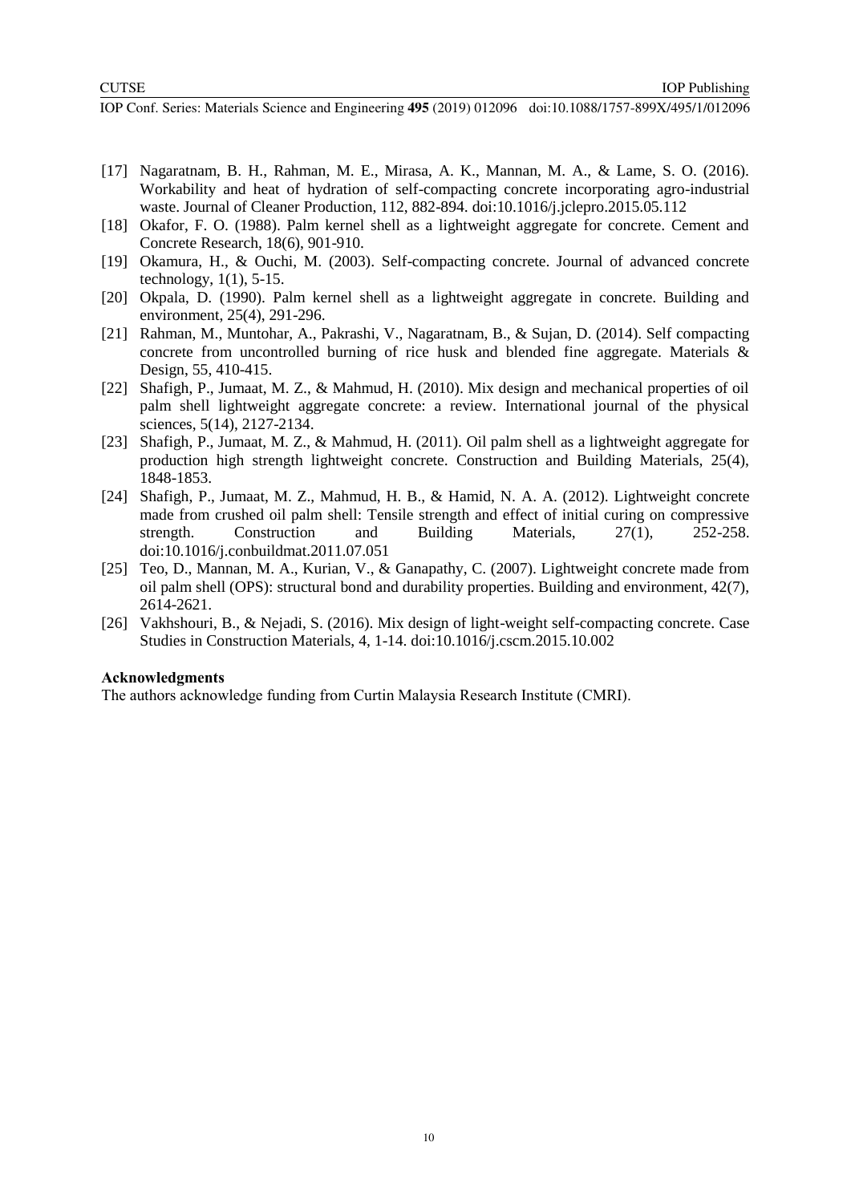[17] Nagaratnam, B. H., Rahman, M. E., Mirasa, A. K., Mannan, M. A., & Lame, S. O. (2016). Workability and heat of hydration of self-compacting concrete incorporating agro-industrial waste. Journal of Cleaner Production, 112, 882-894. doi:10.1016/j.jclepro.2015.05.112

[18] Okafor, F. O. (1988). Palm kernel shell as a lightweight aggregate for concrete. Cement and Concrete Research, 18(6), 901-910.

[19] Okamura, H., & Ouchi, M. (2003). Self-compacting concrete. Journal of advanced concrete technology, 1(1), 5-15.

[20] Okpala, D. (1990). Palm kernel shell as a lightweight aggregate in concrete. Building and environment, 25(4), 291-296.

[21] Rahman, M., Muntohar, A., Pakrashi, V., Nagaratnam, B., & Sujan, D. (2014). Self compacting concrete from uncontrolled burning of rice husk and blended fine aggregate. Materials & Design, 55, 410-415.

[22] Shafigh, P., Jumaat, M. Z., & Mahmud, H. (2010). Mix design and mechanical properties of oil palm shell lightweight aggregate concrete: a review. International journal of the physical sciences, 5(14), 2127-2134.

[23] Shafigh, P., Jumaat, M. Z., & Mahmud, H. (2011). Oil palm shell as a lightweight aggregate for production high strength lightweight concrete. Construction and Building Materials, 25(4), 1848-1853.

[24] Shafigh, P., Jumaat, M. Z., Mahmud, H. B., & Hamid, N. A. A. (2012). Lightweight concrete made from crushed oil palm shell: Tensile strength and effect of initial curing on compressive strength. Construction and Building Materials, 27(1), 252-258. doi:10.1016/j.conbuildmat.2011.07.051

[25] Teo, D., Mannan, M. A., Kurian, V., & Ganapathy, C. (2007). Lightweight concrete made from oil palm shell (OPS): structural bond and durability properties. Building and environment, 42(7), 2614-2621.

[26] Vakhshouri, B., & Nejadi, S. (2016). Mix design of light-weight self-compacting concrete. Case Studies in Construction Materials, 4, 1-14. doi:10.1016/j.cscm.2015.10.002

**Acknowledgments**

The authors acknowledge funding from Curtin Malaysia Research Institute (CMRI).